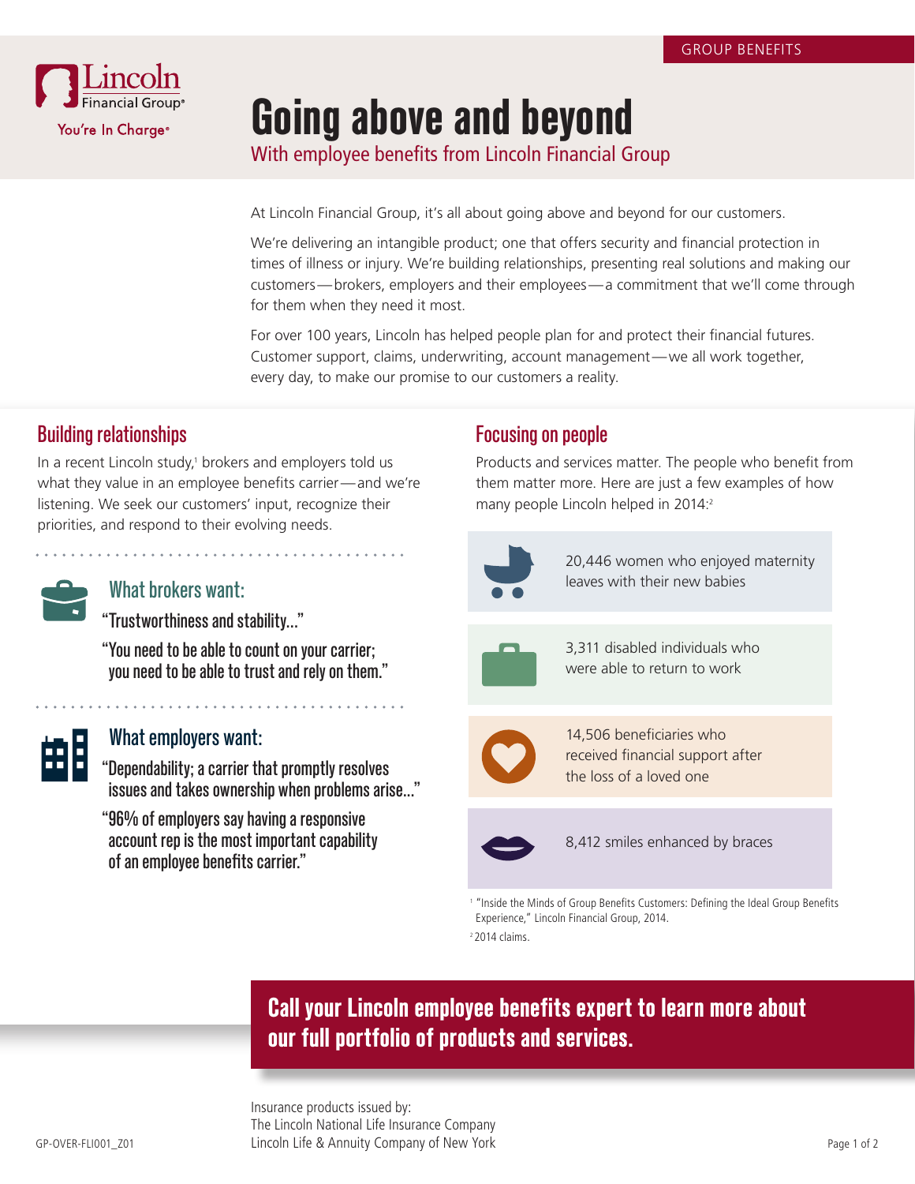GROUP BENEFITS

Lincoln Financial Group®
You're In Charge®

# Going above and beyond

## With employee benefits from Lincoln Financial Group

At Lincoln Financial Group, it's all about going above and beyond for our customers.

We're delivering an intangible product; one that offers security and financial protection in times of illness or injury. We're building relationships, presenting real solutions and making our customers—brokers, employers and their employees—a commitment that we'll come through for them when they need it most.

For over 100 years, Lincoln has helped people plan for and protect their financial futures. Customer support, claims, underwriting, account management—we all work together, every day, to make our promise to our customers a reality.

## Building relationships

In a recent Lincoln study,[1] brokers and employers told us what they value in an employee benefits carrier—and we're listening. We seek our customers' input, recognize their priorities, and respond to their evolving needs.

### What brokers want:

"Trustworthiness and stability..."

"You need to be able to count on your carrier; you need to be able to trust and rely on them."

### What employers want:

"Dependability; a carrier that promptly resolves issues and takes ownership when problems arise..."

"96% of employers say having a responsive account rep is the most important capability of an employee benefits carrier."

## Focusing on people

Products and services matter. The people who benefit from them matter more. Here are just a few examples of how many people Lincoln helped in 2014:[2]

- 20,446 women who enjoyed maternity leaves with their new babies
- 3,311 disabled individuals who were able to return to work
- 14,506 beneficiaries who received financial support after the loss of a loved one
- 8,412 smiles enhanced by braces

[1] "Inside the Minds of Group Benefits Customers: Defining the Ideal Group Benefits Experience," Lincoln Financial Group, 2014.

[2] 2014 claims.

**Call your Lincoln employee benefits expert to learn more about our full portfolio of products and services.**

Insurance products issued by:
The Lincoln National Life Insurance Company
Lincoln Life & Annuity Company of New York

GP-OVER-FLI001_Z01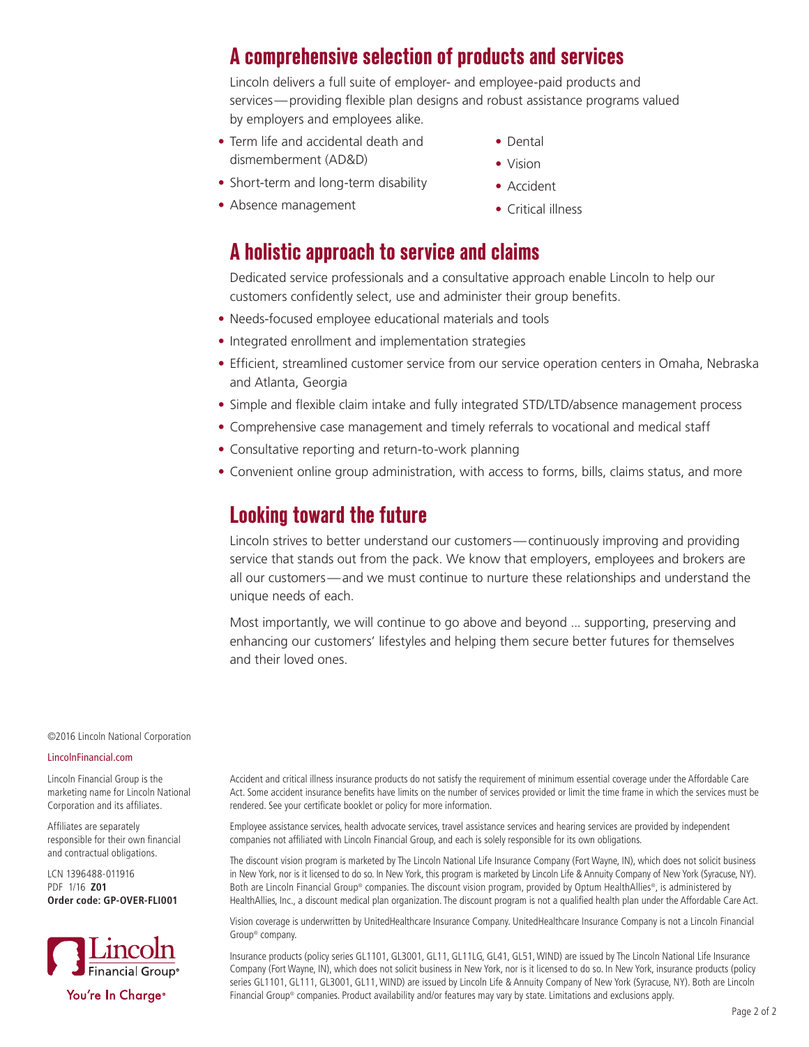## A comprehensive selection of products and services

Lincoln delivers a full suite of employer- and employee-paid products and services — providing flexible plan designs and robust assistance programs valued by employers and employees alike.

- Term life and accidental death and dismemberment (AD&D)
- Short-term and long-term disability
- Absence management
- Dental
- Vision
- Accident
- Critical illness

## A holistic approach to service and claims

Dedicated service professionals and a consultative approach enable Lincoln to help our customers confidently select, use and administer their group benefits.

- Needs-focused employee educational materials and tools
- Integrated enrollment and implementation strategies
- Efficient, streamlined customer service from our service operation centers in Omaha, Nebraska and Atlanta, Georgia
- Simple and flexible claim intake and fully integrated STD/LTD/absence management process
- Comprehensive case management and timely referrals to vocational and medical staff
- Consultative reporting and return-to-work planning
- Convenient online group administration, with access to forms, bills, claims status, and more

## Looking toward the future

Lincoln strives to better understand our customers — continuously improving and providing service that stands out from the pack. We know that employers, employees and brokers are all our customers — and we must continue to nurture these relationships and understand the unique needs of each.

Most importantly, we will continue to go above and beyond ... supporting, preserving and enhancing our customers' lifestyles and helping them secure better futures for themselves and their loved ones.

©2016 Lincoln National Corporation

LincolnFinancial.com

Lincoln Financial Group is the marketing name for Lincoln National Corporation and its affiliates.

Affiliates are separately responsible for their own financial and contractual obligations.

LCN 1396488-011916
PDF 1/16 **Z01**
**Order code: GP-OVER-FLI001**

Lincoln Financial Group®
You're In Charge®

Accident and critical illness insurance products do not satisfy the requirement of minimum essential coverage under the Affordable Care Act. Some accident insurance benefits have limits on the number of services provided or limit the time frame in which the services must be rendered. See your certificate booklet or policy for more information.

Employee assistance services, health advocate services, travel assistance services and hearing services are provided by independent companies not affiliated with Lincoln Financial Group, and each is solely responsible for its own obligations.

The discount vision program is marketed by The Lincoln National Life Insurance Company (Fort Wayne, IN), which does not solicit business in New York, nor is it licensed to do so. In New York, this program is marketed by Lincoln Life & Annuity Company of New York (Syracuse, NY). Both are Lincoln Financial Group® companies. The discount vision program, provided by Optum HealthAllies®, is administered by HealthAllies, Inc., a discount medical plan organization. The discount program is not a qualified health plan under the Affordable Care Act.

Vision coverage is underwritten by UnitedHealthcare Insurance Company. UnitedHealthcare Insurance Company is not a Lincoln Financial Group® company.

Insurance products (policy series GL1101, GL3001, GL11, GL11LG, GL41, GL51, WIND) are issued by The Lincoln National Life Insurance Company (Fort Wayne, IN), which does not solicit business in New York, nor is it licensed to do so. In New York, insurance products (policy series GL1101, GL111, GL3001, GL11, WIND) are issued by Lincoln Life & Annuity Company of New York (Syracuse, NY). Both are Lincoln Financial Group® companies. Product availability and/or features may vary by state. Limitations and exclusions apply.